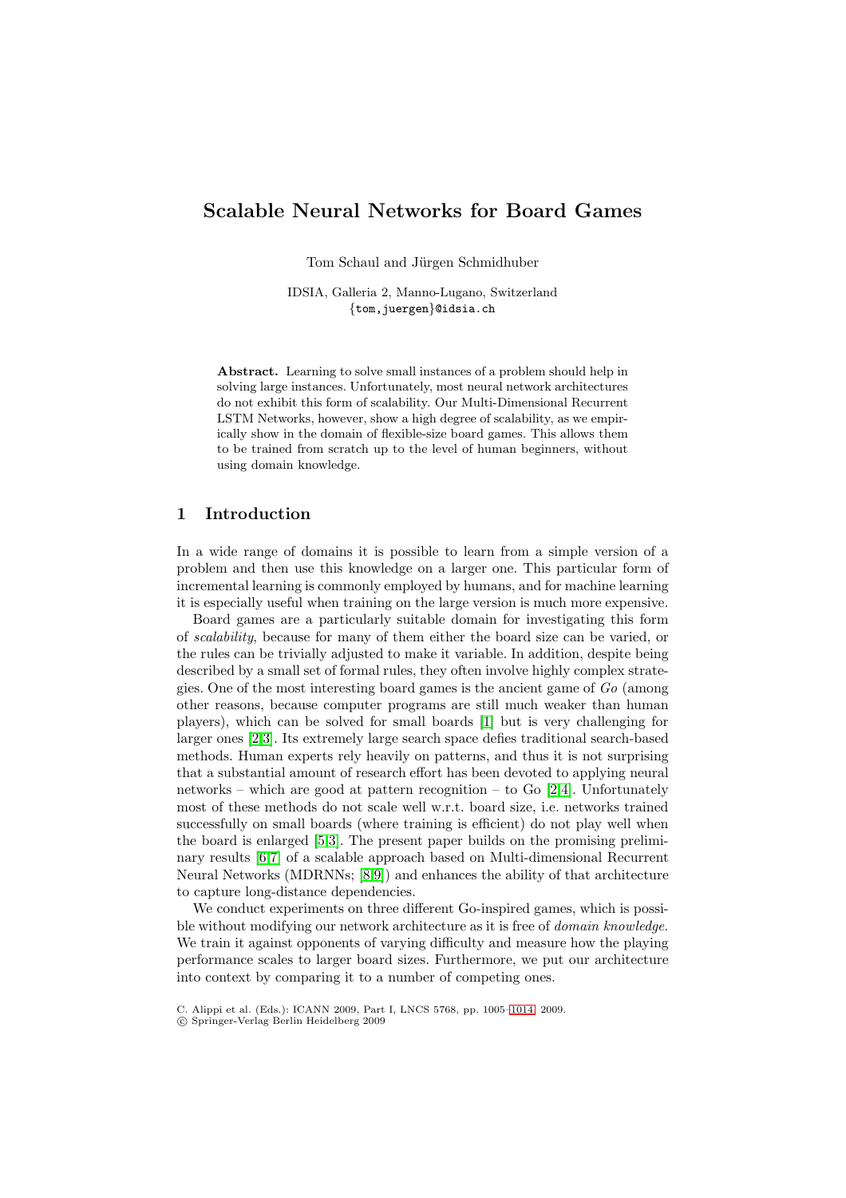# Scalable Neural Networks for Board Games

Tom Schaul and Jürgen Schmidhuber

IDSIA, Galleria 2, Manno-Lugano, Switzerland
{tom,juergen}@idsia.ch

**Abstract.** Learning to solve small instances of a problem should help in solving large instances. Unfortunately, most neural network architectures do not exhibit this form of scalability. Our Multi-Dimensional Recurrent LSTM Networks, however, show a high degree of scalability, as we empirically show in the domain of flexible-size board games. This allows them to be trained from scratch up to the level of human beginners, without using domain knowledge.

## 1 Introduction

In a wide range of domains it is possible to learn from a simple version of a problem and then use this knowledge on a larger one. This particular form of incremental learning is commonly employed by humans, and for machine learning it is especially useful when training on the large version is much more expensive.

Board games are a particularly suitable domain for investigating this form of *scalability*, because for many of them either the board size can be varied, or the rules can be trivially adjusted to make it variable. In addition, despite being described by a small set of formal rules, they often involve highly complex strategies. One of the most interesting board games is the ancient game of *Go* (among other reasons, because computer programs are still much weaker than human players), which can be solved for small boards [1] but is very challenging for larger ones [2,3]. Its extremely large search space defies traditional search-based methods. Human experts rely heavily on patterns, and thus it is not surprising that a substantial amount of research effort has been devoted to applying neural networks – which are good at pattern recognition – to Go [2,4]. Unfortunately most of these methods do not scale well w.r.t. board size, i.e. networks trained successfully on small boards (where training is efficient) do not play well when the board is enlarged [5,3]. The present paper builds on the promising preliminary results [6,7] of a scalable approach based on Multi-dimensional Recurrent Neural Networks (MDRNNs; [8,9]) and enhances the ability of that architecture to capture long-distance dependencies.

We conduct experiments on three different Go-inspired games, which is possible without modifying our network architecture as it is free of *domain knowledge*. We train it against opponents of varying difficulty and measure how the playing performance scales to larger board sizes. Furthermore, we put our architecture into context by comparing it to a number of competing ones.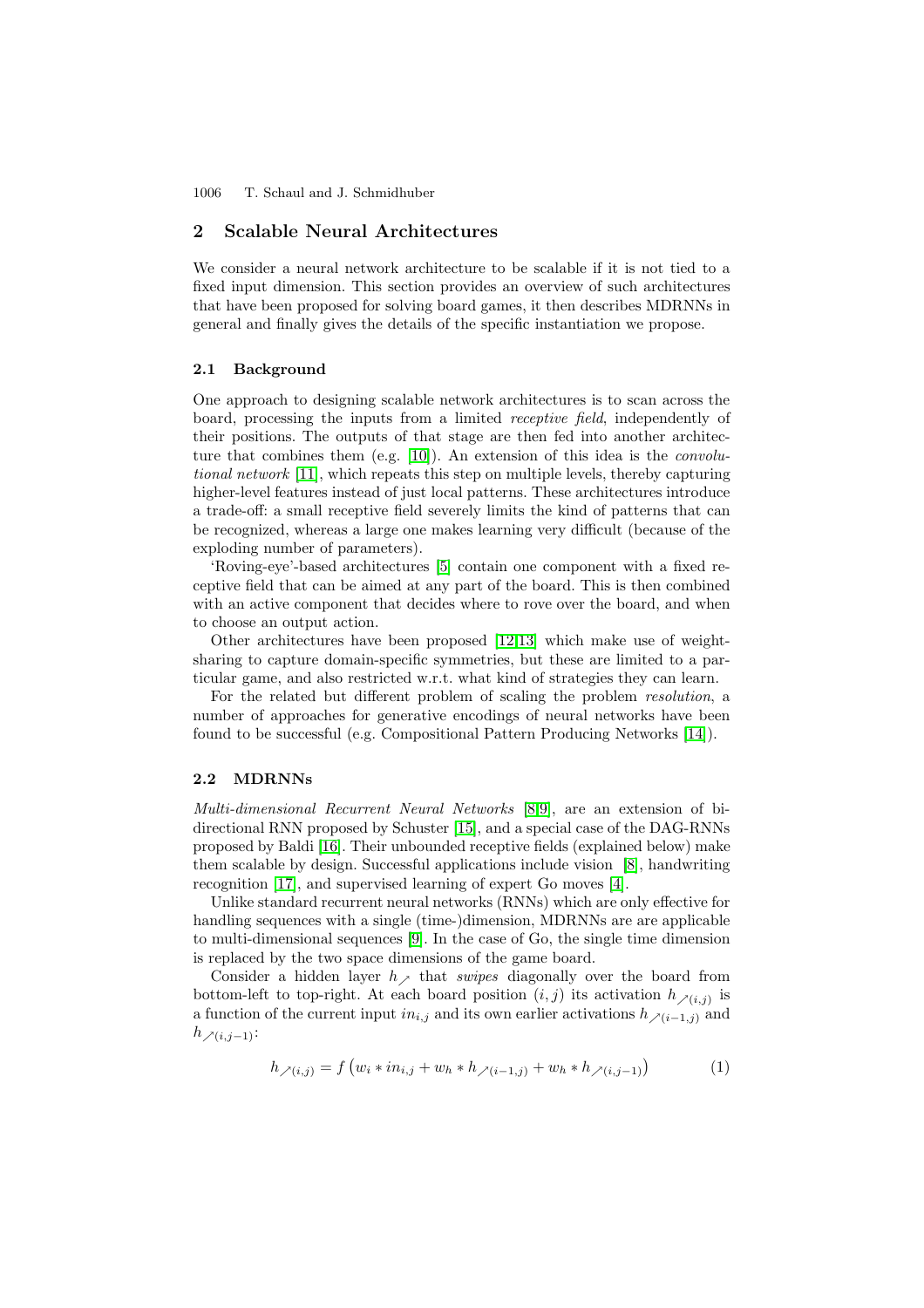## 2 Scalable Neural Architectures

We consider a neural network architecture to be scalable if it is not tied to a fixed input dimension. This section provides an overview of such architectures that have been proposed for solving board games, it then describes MDRNNs in general and finally gives the details of the specific instantiation we propose.

### 2.1 Background

One approach to designing scalable network architectures is to scan across the board, processing the inputs from a limited *receptive field*, independently of their positions. The outputs of that stage are then fed into another architecture that combines them (e.g. [10]). An extension of this idea is the *convolutional network* [11], which repeats this step on multiple levels, thereby capturing higher-level features instead of just local patterns. These architectures introduce a trade-off: a small receptive field severely limits the kind of patterns that can be recognized, whereas a large one makes learning very difficult (because of the exploding number of parameters).

'Roving-eye'-based architectures [5] contain one component with a fixed receptive field that can be aimed at any part of the board. This is then combined with an active component that decides where to rove over the board, and when to choose an output action.

Other architectures have been proposed [12,13] which make use of weight-sharing to capture domain-specific symmetries, but these are limited to a particular game, and also restricted w.r.t. what kind of strategies they can learn.

For the related but different problem of scaling the problem *resolution*, a number of approaches for generative encodings of neural networks have been found to be successful (e.g. Compositional Pattern Producing Networks [14]).

### 2.2 MDRNNs

*Multi-dimensional Recurrent Neural Networks* [8,9], are an extension of bidirectional RNN proposed by Schuster [15], and a special case of the DAG-RNNs proposed by Baldi [16]. Their unbounded receptive fields (explained below) make them scalable by design. Successful applications include vision [8], handwriting recognition [17], and supervised learning of expert Go moves [4].

Unlike standard recurrent neural networks (RNNs) which are only effective for handling sequences with a single (time-)dimension, MDRNNs are are applicable to multi-dimensional sequences [9]. In the case of Go, the single time dimension is replaced by the two space dimensions of the game board.

Consider a hidden layer $h_{\nearrow}$ that *swipes* diagonally over the board from bottom-left to top-right. At each board position $(i, j)$ its activation $h_{\nearrow(i,j)}$ is a function of the current input $in_{i,j}$ and its own earlier activations $h_{\nearrow(i-1,j)}$ and $h_{\nearrow(i,j-1)}$:

$$h_{\nearrow(i,j)} = f\left(w_i * in_{i,j} + w_h * h_{\nearrow(i-1,j)} + w_h * h_{\nearrow(i,j-1)}\right) \tag{1}$$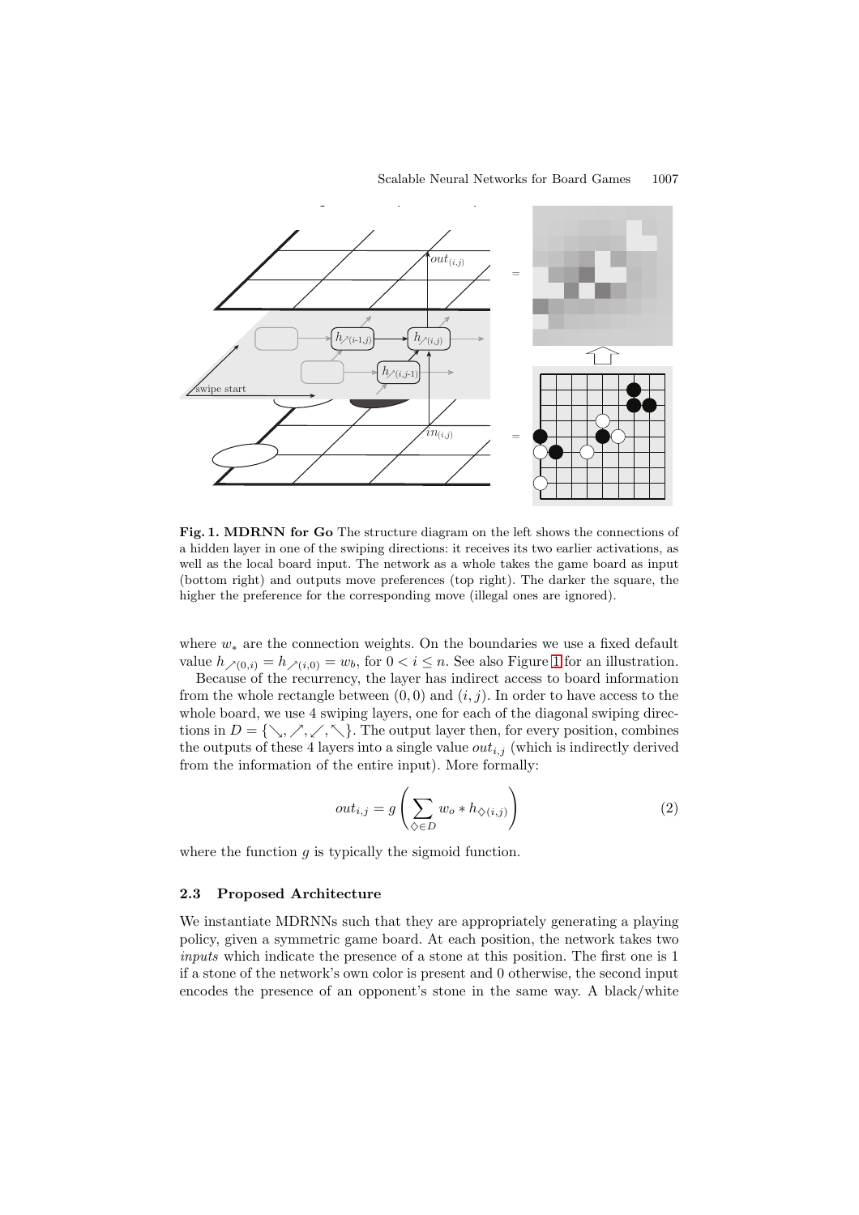**Fig. 1. MDRNN for Go** The structure diagram on the left shows the connections of a hidden layer in one of the swiping directions: it receives its two earlier activations, as well as the local board input. The network as a whole takes the game board as input (bottom right) and outputs move preferences (top right). The darker the square, the higher the preference for the corresponding move (illegal ones are ignored).

where $w_*$ are the connection weights. On the boundaries we use a fixed default value $h_{\nearrow(0,i)} = h_{\nearrow(i,0)} = w_b$, for $0 < i \leq n$. See also Figure 1 for an illustration.

Because of the recurrency, the layer has indirect access to board information from the whole rectangle between $(0, 0)$ and $(i, j)$. In order to have access to the whole board, we use 4 swiping layers, one for each of the diagonal swiping directions in $D = \{\searrow, \nearrow, \swarrow, \nwarrow\}$. The output layer then, for every position, combines the outputs of these 4 layers into a single value $out_{i,j}$ (which is indirectly derived from the information of the entire input). More formally:

$$out_{i,j} = g\left(\sum_{\diamondsuit \in D} w_o * h_{\diamondsuit(i,j)}\right) \tag{2}$$

where the function $g$ is typically the sigmoid function.

### 2.3 Proposed Architecture

We instantiate MDRNNs such that they are appropriately generating a playing policy, given a symmetric game board. At each position, the network takes two *inputs* which indicate the presence of a stone at this position. The first one is 1 if a stone of the network's own color is present and 0 otherwise, the second input encodes the presence of an opponent's stone in the same way. A black/white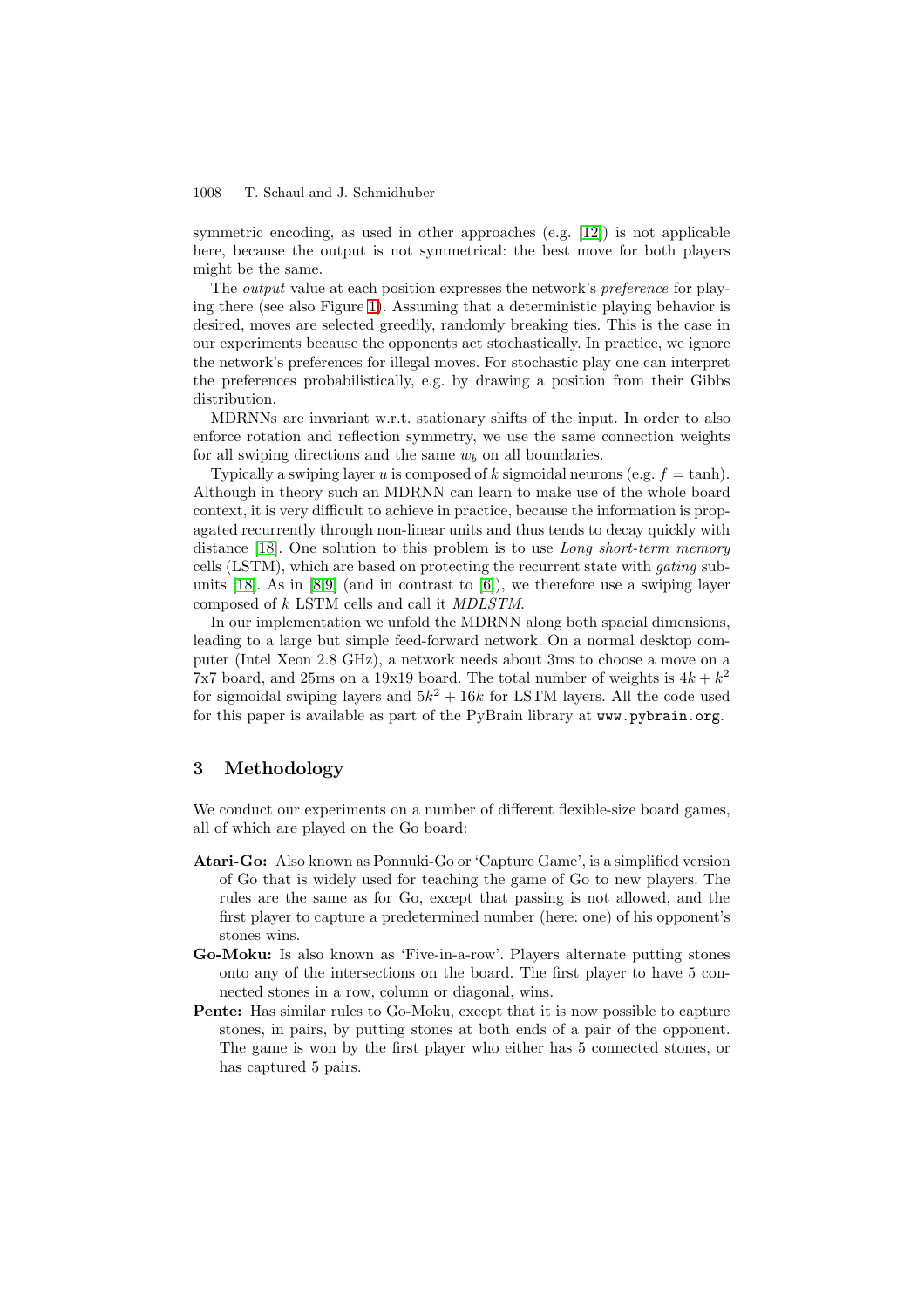symmetric encoding, as used in other approaches (e.g. [12]) is not applicable here, because the output is not symmetrical: the best move for both players might be the same.

The *output* value at each position expresses the network's *preference* for playing there (see also Figure 1). Assuming that a deterministic playing behavior is desired, moves are selected greedily, randomly breaking ties. This is the case in our experiments because the opponents act stochastically. In practice, we ignore the network's preferences for illegal moves. For stochastic play one can interpret the preferences probabilistically, e.g. by drawing a position from their Gibbs distribution.

MDRNNs are invariant w.r.t. stationary shifts of the input. In order to also enforce rotation and reflection symmetry, we use the same connection weights for all swiping directions and the same $w_b$ on all boundaries.

Typically a swiping layer $u$ is composed of $k$ sigmoidal neurons (e.g. $f = \tanh$). Although in theory such an MDRNN can learn to make use of the whole board context, it is very difficult to achieve in practice, because the information is propagated recurrently through non-linear units and thus tends to decay quickly with distance [18]. One solution to this problem is to use *Long short-term memory* cells (LSTM), which are based on protecting the recurrent state with *gating* subunits [18]. As in [8,9] (and in contrast to [6]), we therefore use a swiping layer composed of $k$ LSTM cells and call it *MDLSTM*.

In our implementation we unfold the MDRNN along both spacial dimensions, leading to a large but simple feed-forward network. On a normal desktop computer (Intel Xeon 2.8 GHz), a network needs about 3ms to choose a move on a 7x7 board, and 25ms on a 19x19 board. The total number of weights is $4k + k^2$ for sigmoidal swiping layers and $5k^2 + 16k$ for LSTM layers. All the code used for this paper is available as part of the PyBrain library at `www.pybrain.org`.

## 3 Methodology

We conduct our experiments on a number of different flexible-size board games, all of which are played on the Go board:

- **Atari-Go:** Also known as Ponnuki-Go or 'Capture Game', is a simplified version of Go that is widely used for teaching the game of Go to new players. The rules are the same as for Go, except that passing is not allowed, and the first player to capture a predetermined number (here: one) of his opponent's stones wins.
- **Go-Moku:** Is also known as 'Five-in-a-row'. Players alternate putting stones onto any of the intersections on the board. The first player to have 5 connected stones in a row, column or diagonal, wins.
- **Pente:** Has similar rules to Go-Moku, except that it is now possible to capture stones, in pairs, by putting stones at both ends of a pair of the opponent. The game is won by the first player who either has 5 connected stones, or has captured 5 pairs.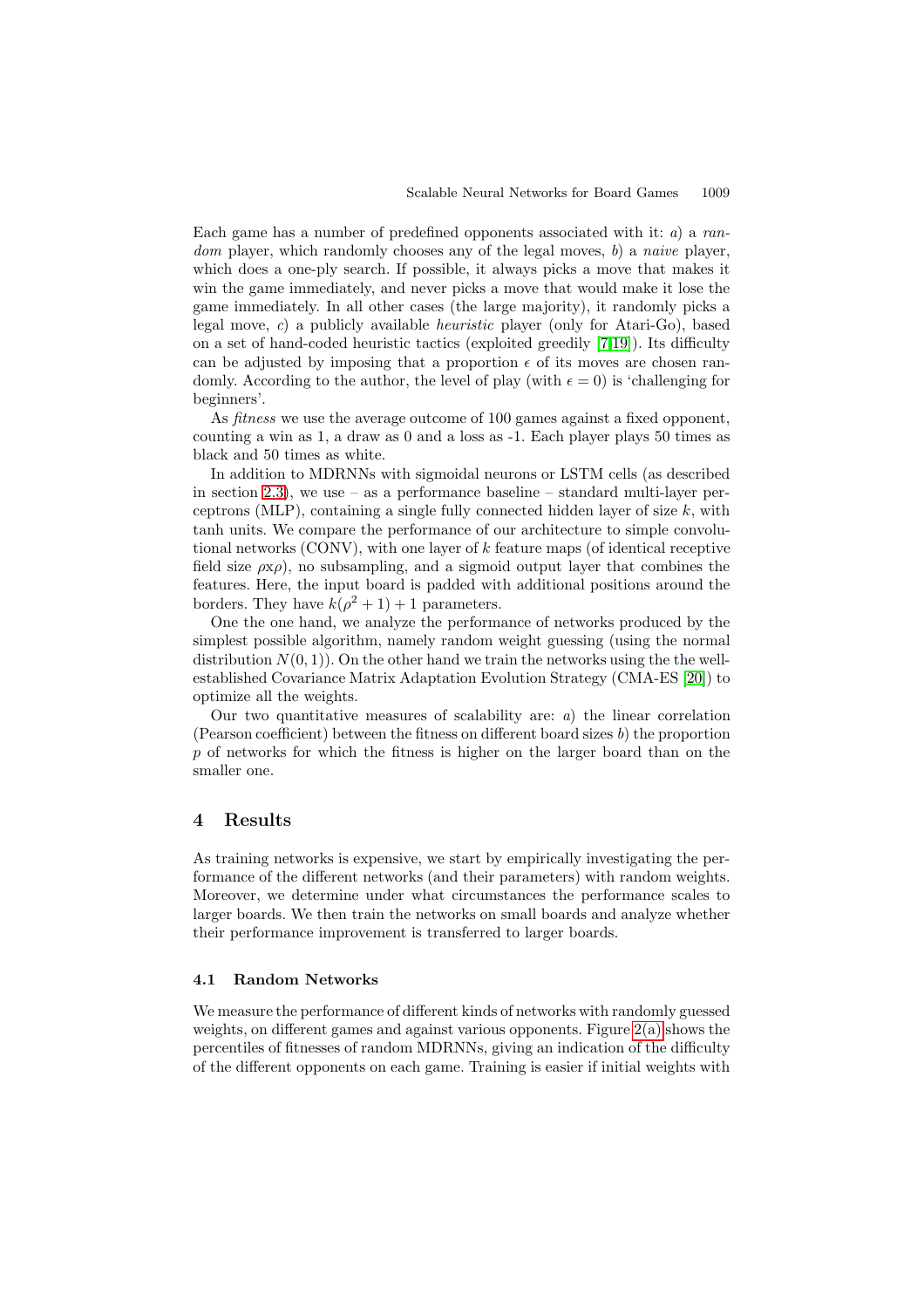Each game has a number of predefined opponents associated with it: *a*) a *random* player, which randomly chooses any of the legal moves, *b*) a *naive* player, which does a one-ply search. If possible, it always picks a move that makes it win the game immediately, and never picks a move that would make it lose the game immediately. In all other cases (the large majority), it randomly picks a legal move, *c*) a publicly available *heuristic* player (only for Atari-Go), based on a set of hand-coded heuristic tactics (exploited greedily [7,19]). Its difficulty can be adjusted by imposing that a proportion $\epsilon$ of its moves are chosen randomly. According to the author, the level of play (with $\epsilon = 0$) is 'challenging for beginners'.

As *fitness* we use the average outcome of 100 games against a fixed opponent, counting a win as 1, a draw as 0 and a loss as -1. Each player plays 50 times as black and 50 times as white.

In addition to MDRNNs with sigmoidal neurons or LSTM cells (as described in section 2.3), we use – as a performance baseline – standard multi-layer perceptrons (MLP), containing a single fully connected hidden layer of size $k$, with tanh units. We compare the performance of our architecture to simple convolutional networks (CONV), with one layer of $k$ feature maps (of identical receptive field size $\rho$x$\rho$), no subsampling, and a sigmoid output layer that combines the features. Here, the input board is padded with additional positions around the borders. They have $k(\rho^2 + 1) + 1$ parameters.

One the one hand, we analyze the performance of networks produced by the simplest possible algorithm, namely random weight guessing (using the normal distribution $N(0, 1)$). On the other hand we train the networks using the the well-established Covariance Matrix Adaptation Evolution Strategy (CMA-ES [20]) to optimize all the weights.

Our two quantitative measures of scalability are: *a*) the linear correlation (Pearson coefficient) between the fitness on different board sizes *b*) the proportion $p$ of networks for which the fitness is higher on the larger board than on the smaller one.

## 4 Results

As training networks is expensive, we start by empirically investigating the performance of the different networks (and their parameters) with random weights. Moreover, we determine under what circumstances the performance scales to larger boards. We then train the networks on small boards and analyze whether their performance improvement is transferred to larger boards.

### 4.1 Random Networks

We measure the performance of different kinds of networks with randomly guessed weights, on different games and against various opponents. Figure 2(a) shows the percentiles of fitnesses of random MDRNNs, giving an indication of the difficulty of the different opponents on each game. Training is easier if initial weights with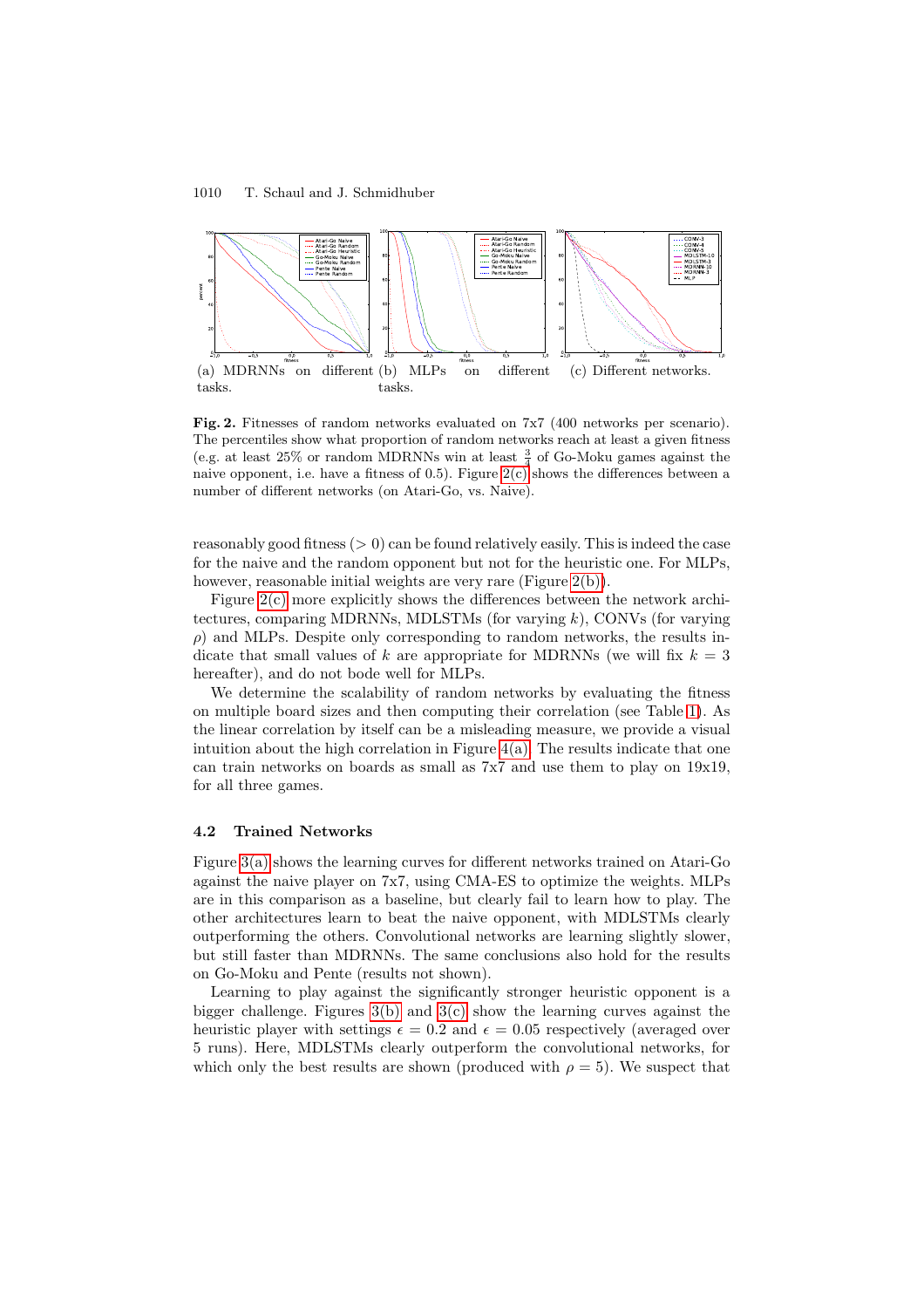(a) MDRNNs on different tasks.

(b) MLPs on different tasks.

(c) Different networks.

**Fig. 2.** Fitnesses of random networks evaluated on 7x7 (400 networks per scenario). The percentiles show what proportion of random networks reach at least a given fitness (e.g. at least 25% or random MDRNNs win at least $\frac{3}{4}$ of Go-Moku games against the naive opponent, i.e. have a fitness of 0.5). Figure 2(c) shows the differences between a number of different networks (on Atari-Go, vs. Naive).

reasonably good fitness ($> 0$) can be found relatively easily. This is indeed the case for the naive and the random opponent but not for the heuristic one. For MLPs, however, reasonable initial weights are very rare (Figure 2(b)).

Figure 2(c) more explicitly shows the differences between the network architectures, comparing MDRNNs, MDLSTMs (for varying $k$), CONVs (for varying $\rho$) and MLPs. Despite only corresponding to random networks, the results indicate that small values of $k$ are appropriate for MDRNNs (we will fix $k = 3$ hereafter), and do not bode well for MLPs.

We determine the scalability of random networks by evaluating the fitness on multiple board sizes and then computing their correlation (see Table 1). As the linear correlation by itself can be a misleading measure, we provide a visual intuition about the high correlation in Figure 4(a). The results indicate that one can train networks on boards as small as 7x7 and use them to play on 19x19, for all three games.

### 4.2 Trained Networks

Figure 3(a) shows the learning curves for different networks trained on Atari-Go against the naive player on 7x7, using CMA-ES to optimize the weights. MLPs are in this comparison as a baseline, but clearly fail to learn how to play. The other architectures learn to beat the naive opponent, with MDLSTMs clearly outperforming the others. Convolutional networks are learning slightly slower, but still faster than MDRNNs. The same conclusions also hold for the results on Go-Moku and Pente (results not shown).

Learning to play against the significantly stronger heuristic opponent is a bigger challenge. Figures 3(b) and 3(c) show the learning curves against the heuristic player with settings $\epsilon = 0.2$ and $\epsilon = 0.05$ respectively (averaged over 5 runs). Here, MDLSTMs clearly outperform the convolutional networks, for which only the best results are shown (produced with $\rho = 5$). We suspect that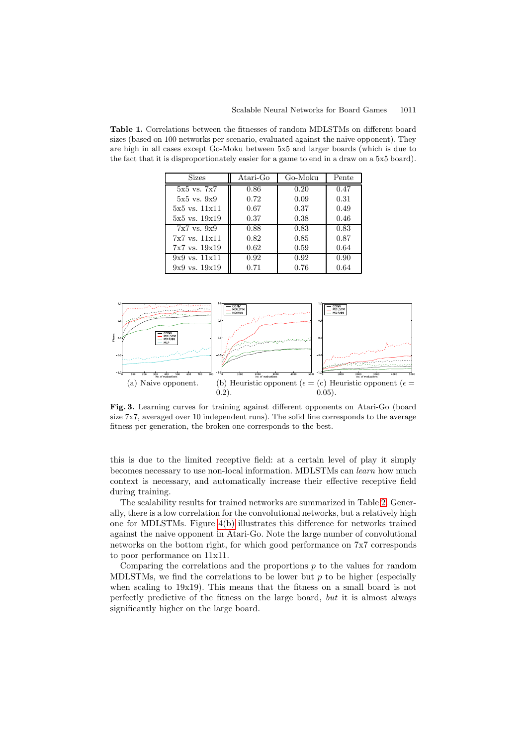**Table 1.** Correlations between the fitnesses of random MDLSTMs on different board sizes (based on 100 networks per scenario, evaluated against the naive opponent). They are high in all cases except Go-Moku between 5x5 and larger boards (which is due to the fact that it is disproportionately easier for a game to end in a draw on a 5x5 board).

| Sizes | Atari-Go | Go-Moku | Pente |
|---|---|---|---|
| 5x5 vs. 7x7 | 0.86 | 0.20 | 0.47 |
| 5x5 vs. 9x9 | 0.72 | 0.09 | 0.31 |
| 5x5 vs. 11x11 | 0.67 | 0.37 | 0.49 |
| 5x5 vs. 19x19 | 0.37 | 0.38 | 0.46 |
| 7x7 vs. 9x9 | 0.88 | 0.83 | 0.83 |
| 7x7 vs. 11x11 | 0.82 | 0.85 | 0.87 |
| 7x7 vs. 19x19 | 0.62 | 0.59 | 0.64 |
| 9x9 vs. 11x11 | 0.92 | 0.92 | 0.90 |
| 9x9 vs. 19x19 | 0.71 | 0.76 | 0.64 |

(a) Naive opponent. (b) Heuristic opponent ($\epsilon = 0.2$). (c) Heuristic opponent ($\epsilon = 0.05$).

**Fig. 3.** Learning curves for training against different opponents on Atari-Go (board size 7x7, averaged over 10 independent runs). The solid line corresponds to the average fitness per generation, the broken one corresponds to the best.

this is due to the limited receptive field: at a certain level of play it simply becomes necessary to use non-local information. MDLSTMs can *learn* how much context is necessary, and automatically increase their effective receptive field during training.

The scalability results for trained networks are summarized in Table 2. Generally, there is a low correlation for the convolutional networks, but a relatively high one for MDLSTMs. Figure 4(b) illustrates this difference for networks trained against the naive opponent in Atari-Go. Note the large number of convolutional networks on the bottom right, for which good performance on 7x7 corresponds to poor performance on 11x11.

Comparing the correlations and the proportions $p$ to the values for random MDLSTMs, we find the correlations to be lower but $p$ to be higher (especially when scaling to 19x19). This means that the fitness on a small board is not perfectly predictive of the fitness on the large board, *but* it is almost always significantly higher on the large board.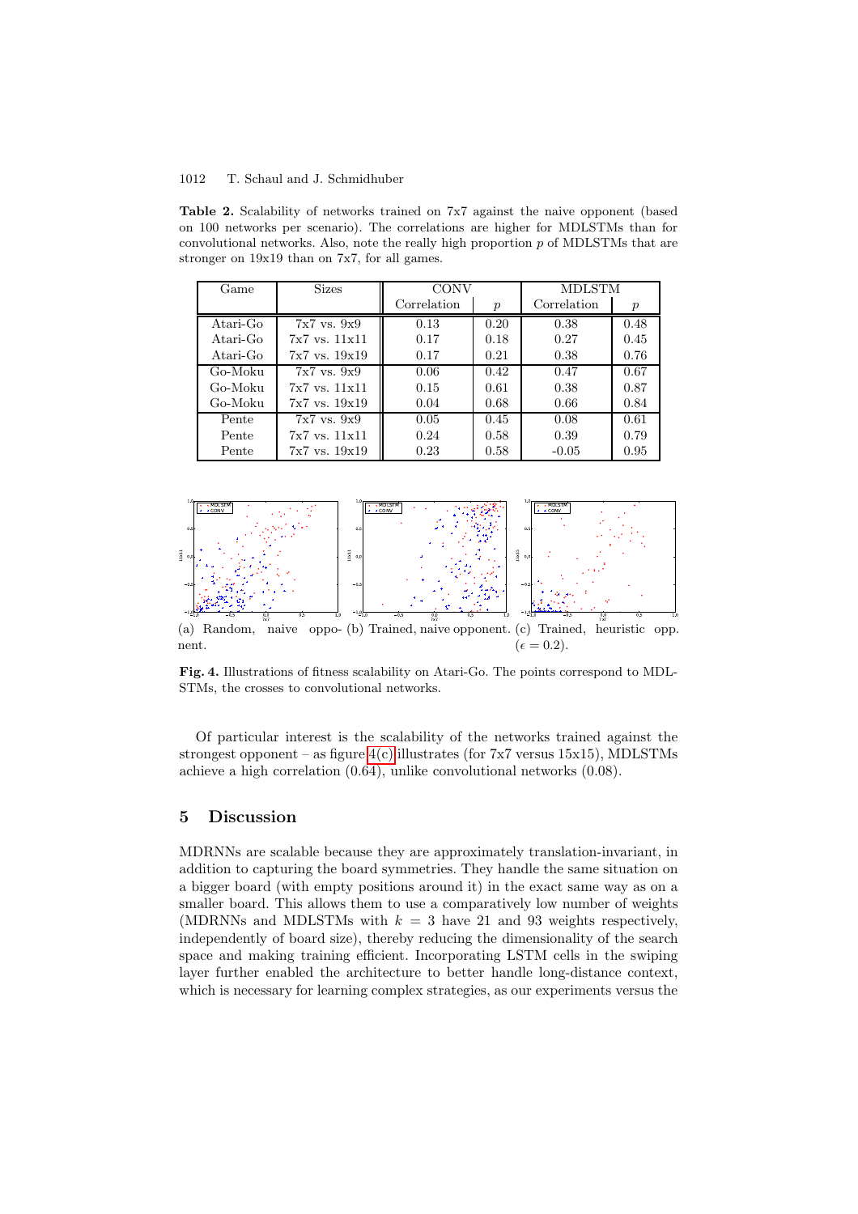**Table 2.** Scalability of networks trained on 7x7 against the naive opponent (based on 100 networks per scenario). The correlations are higher for MDLSTMs than for convolutional networks. Also, note the really high proportion $p$ of MDLSTMs that are stronger on 19x19 than on 7x7, for all games.

| Game | Sizes | CONV | | MDLSTM | |
|---|---|---|---|---|---|
| | | Correlation | $p$ | Correlation | $p$ |
| Atari-Go | 7x7 vs. 9x9 | 0.13 | 0.20 | 0.38 | 0.48 |
| Atari-Go | 7x7 vs. 11x11 | 0.17 | 0.18 | 0.27 | 0.45 |
| Atari-Go | 7x7 vs. 19x19 | 0.17 | 0.21 | 0.38 | 0.76 |
| Go-Moku | 7x7 vs. 9x9 | 0.06 | 0.42 | 0.47 | 0.67 |
| Go-Moku | 7x7 vs. 11x11 | 0.15 | 0.61 | 0.38 | 0.87 |
| Go-Moku | 7x7 vs. 19x19 | 0.04 | 0.68 | 0.66 | 0.84 |
| Pente | 7x7 vs. 9x9 | 0.05 | 0.45 | 0.08 | 0.61 |
| Pente | 7x7 vs. 11x11 | 0.24 | 0.58 | 0.39 | 0.79 |
| Pente | 7x7 vs. 19x19 | 0.23 | 0.58 | -0.05 | 0.95 |

(a) Random, naive opponent. (b) Trained, naive opponent. (c) Trained, heuristic opp. ($\epsilon = 0.2$).

**Fig. 4.** Illustrations of fitness scalability on Atari-Go. The points correspond to MDLSTMs, the crosses to convolutional networks.

Of particular interest is the scalability of the networks trained against the strongest opponent – as figure 4(c) illustrates (for 7x7 versus 15x15), MDLSTMs achieve a high correlation (0.64), unlike convolutional networks (0.08).

## 5 Discussion

MDRNNs are scalable because they are approximately translation-invariant, in addition to capturing the board symmetries. They handle the same situation on a bigger board (with empty positions around it) in the exact same way as on a smaller board. This allows them to use a comparatively low number of weights (MDRNNs and MDLSTMs with $k = 3$ have 21 and 93 weights respectively, independently of board size), thereby reducing the dimensionality of the search space and making training efficient. Incorporating LSTM cells in the swiping layer further enabled the architecture to better handle long-distance context, which is necessary for learning complex strategies, as our experiments versus the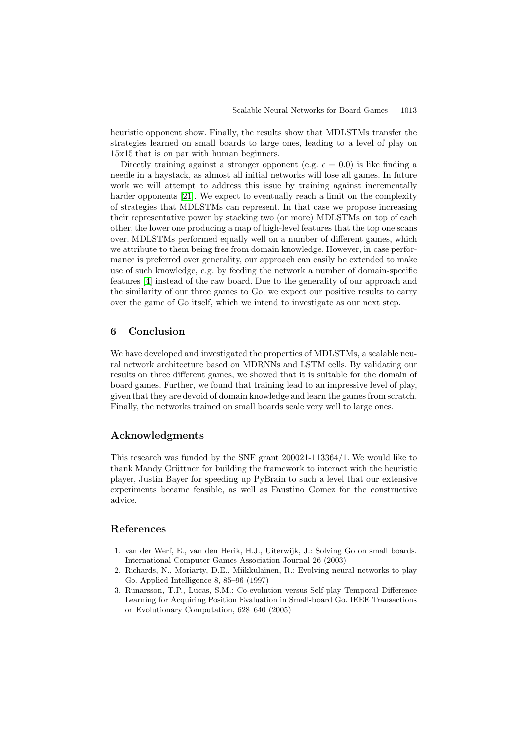heuristic opponent show. Finally, the results show that MDLSTMs transfer the strategies learned on small boards to large ones, leading to a level of play on 15x15 that is on par with human beginners.

Directly training against a stronger opponent (e.g. $\epsilon = 0.0$) is like finding a needle in a haystack, as almost all initial networks will lose all games. In future work we will attempt to address this issue by training against incrementally harder opponents [21]. We expect to eventually reach a limit on the complexity of strategies that MDLSTMs can represent. In that case we propose increasing their representative power by stacking two (or more) MDLSTMs on top of each other, the lower one producing a map of high-level features that the top one scans over. MDLSTMs performed equally well on a number of different games, which we attribute to them being free from domain knowledge. However, in case performance is preferred over generality, our approach can easily be extended to make use of such knowledge, e.g. by feeding the network a number of domain-specific features [4] instead of the raw board. Due to the generality of our approach and the similarity of our three games to Go, we expect our positive results to carry over the game of Go itself, which we intend to investigate as our next step.

## 6 Conclusion

We have developed and investigated the properties of MDLSTMs, a scalable neural network architecture based on MDRNNs and LSTM cells. By validating our results on three different games, we showed that it is suitable for the domain of board games. Further, we found that training lead to an impressive level of play, given that they are devoid of domain knowledge and learn the games from scratch. Finally, the networks trained on small boards scale very well to large ones.

## Acknowledgments

This research was funded by the SNF grant 200021-113364/1. We would like to thank Mandy Grüttner for building the framework to interact with the heuristic player, Justin Bayer for speeding up PyBrain to such a level that our extensive experiments became feasible, as well as Faustino Gomez for the constructive advice.

## References

1. van der Werf, E., van den Herik, H.J., Uiterwijk, J.: Solving Go on small boards. International Computer Games Association Journal 26 (2003)
2. Richards, N., Moriarty, D.E., Miikkulainen, R.: Evolving neural networks to play Go. Applied Intelligence 8, 85–96 (1997)
3. Runarsson, T.P., Lucas, S.M.: Co-evolution versus Self-play Temporal Difference Learning for Acquiring Position Evaluation in Small-board Go. IEEE Transactions on Evolutionary Computation, 628–640 (2005)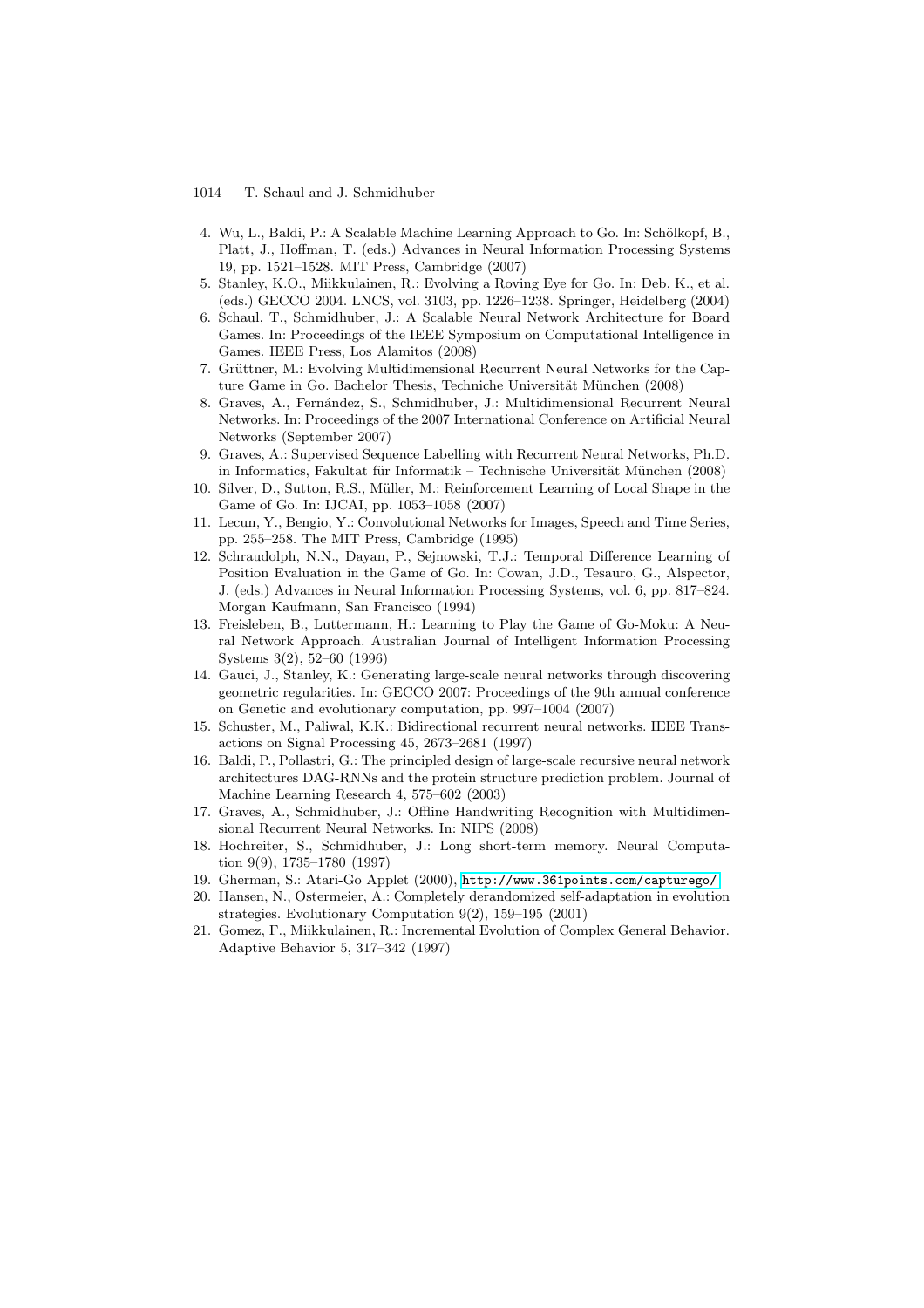4. Wu, L., Baldi, P.: A Scalable Machine Learning Approach to Go. In: Schölkopf, B., Platt, J., Hoffman, T. (eds.) Advances in Neural Information Processing Systems 19, pp. 1521–1528. MIT Press, Cambridge (2007)
5. Stanley, K.O., Miikkulainen, R.: Evolving a Roving Eye for Go. In: Deb, K., et al. (eds.) GECCO 2004. LNCS, vol. 3103, pp. 1226–1238. Springer, Heidelberg (2004)
6. Schaul, T., Schmidhuber, J.: A Scalable Neural Network Architecture for Board Games. In: Proceedings of the IEEE Symposium on Computational Intelligence in Games. IEEE Press, Los Alamitos (2008)
7. Grüttner, M.: Evolving Multidimensional Recurrent Neural Networks for the Capture Game in Go. Bachelor Thesis, Techniche Universität München (2008)
8. Graves, A., Fernández, S., Schmidhuber, J.: Multidimensional Recurrent Neural Networks. In: Proceedings of the 2007 International Conference on Artificial Neural Networks (September 2007)
9. Graves, A.: Supervised Sequence Labelling with Recurrent Neural Networks, Ph.D. in Informatics, Fakultat für Informatik – Technische Universität München (2008)
10. Silver, D., Sutton, R.S., Müller, M.: Reinforcement Learning of Local Shape in the Game of Go. In: IJCAI, pp. 1053–1058 (2007)
11. Lecun, Y., Bengio, Y.: Convolutional Networks for Images, Speech and Time Series, pp. 255–258. The MIT Press, Cambridge (1995)
12. Schraudolph, N.N., Dayan, P., Sejnowski, T.J.: Temporal Difference Learning of Position Evaluation in the Game of Go. In: Cowan, J.D., Tesauro, G., Alspector, J. (eds.) Advances in Neural Information Processing Systems, vol. 6, pp. 817–824. Morgan Kaufmann, San Francisco (1994)
13. Freisleben, B., Luttermann, H.: Learning to Play the Game of Go-Moku: A Neural Network Approach. Australian Journal of Intelligent Information Processing Systems 3(2), 52–60 (1996)
14. Gauci, J., Stanley, K.: Generating large-scale neural networks through discovering geometric regularities. In: GECCO 2007: Proceedings of the 9th annual conference on Genetic and evolutionary computation, pp. 997–1004 (2007)
15. Schuster, M., Paliwal, K.K.: Bidirectional recurrent neural networks. IEEE Transactions on Signal Processing 45, 2673–2681 (1997)
16. Baldi, P., Pollastri, G.: The principled design of large-scale recursive neural network architectures DAG-RNNs and the protein structure prediction problem. Journal of Machine Learning Research 4, 575–602 (2003)
17. Graves, A., Schmidhuber, J.: Offline Handwriting Recognition with Multidimensional Recurrent Neural Networks. In: NIPS (2008)
18. Hochreiter, S., Schmidhuber, J.: Long short-term memory. Neural Computation 9(9), 1735–1780 (1997)
19. Gherman, S.: Atari-Go Applet (2000), http://www.361points.com/capturego/
20. Hansen, N., Ostermeier, A.: Completely derandomized self-adaptation in evolution strategies. Evolutionary Computation 9(2), 159–195 (2001)
21. Gomez, F., Miikkulainen, R.: Incremental Evolution of Complex General Behavior. Adaptive Behavior 5, 317–342 (1997)